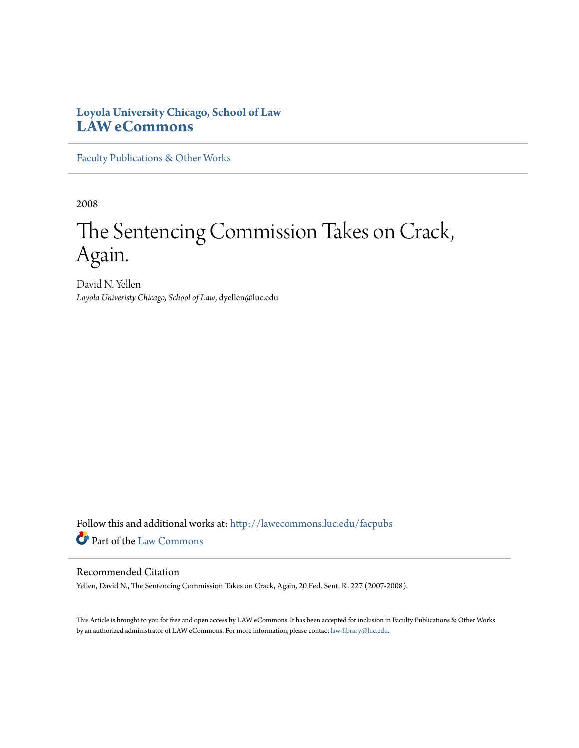**Loyola University Chicago, School of Law**
**LAW eCommons**

Faculty Publications & Other Works

2008

# The Sentencing Commission Takes on Crack, Again.

David N. Yellen
*Loyola Univeristy Chicago, School of Law*, dyellen@luc.edu

Follow this and additional works at: http://lawecommons.luc.edu/facpubs

Part of the Law Commons

Recommended Citation

Yellen, David N., The Sentencing Commission Takes on Crack, Again, 20 Fed. Sent. R. 227 (2007-2008).

This Article is brought to you for free and open access by LAW eCommons. It has been accepted for inclusion in Faculty Publications & Other Works by an authorized administrator of LAW eCommons. For more information, please contact law-library@luc.edu.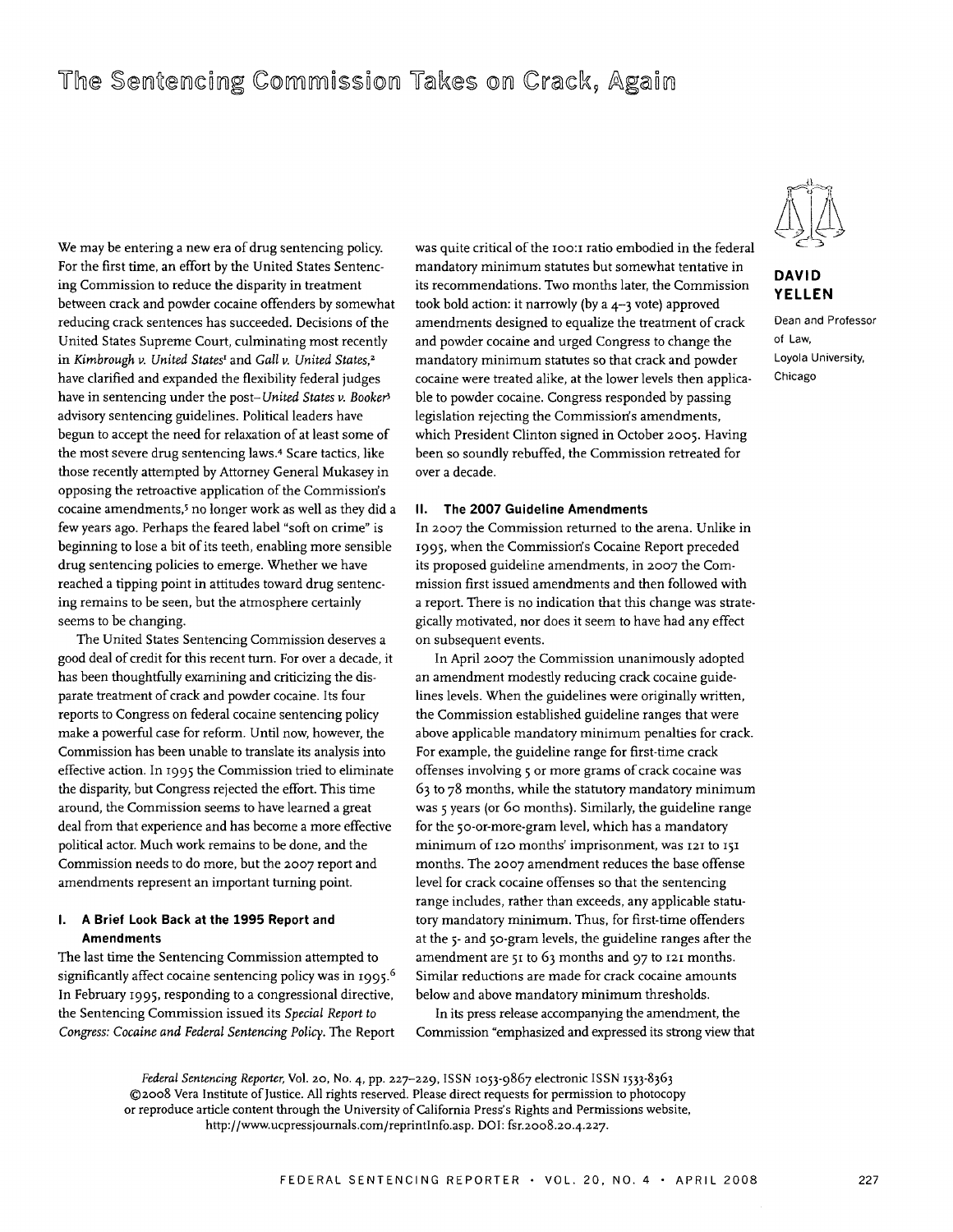# The Sentencing Commission Takes on Crack, Again

**DAVID YELLEN**

Dean and Professor of Law, Loyola University, Chicago

We may be entering a new era of drug sentencing policy. For the first time, an effort by the United States Sentencing Commission to reduce the disparity in treatment between crack and powder cocaine offenders by somewhat reducing crack sentences has succeeded. Decisions of the United States Supreme Court, culminating most recently in *Kimbrough v. United States*[1] and *Gall v. United States*,[2] have clarified and expanded the flexibility federal judges have in sentencing under the post–*United States v. Booker*[3] advisory sentencing guidelines. Political leaders have begun to accept the need for relaxation of at least some of the most severe drug sentencing laws.[4] Scare tactics, like those recently attempted by Attorney General Mukasey in opposing the retroactive application of the Commission's cocaine amendments,[5] no longer work as well as they did a few years ago. Perhaps the feared label "soft on crime" is beginning to lose a bit of its teeth, enabling more sensible drug sentencing policies to emerge. Whether we have reached a tipping point in attitudes toward drug sentencing remains to be seen, but the atmosphere certainly seems to be changing.

The United States Sentencing Commission deserves a good deal of credit for this recent turn. For over a decade, it has been thoughtfully examining and criticizing the disparate treatment of crack and powder cocaine. Its four reports to Congress on federal cocaine sentencing policy make a powerful case for reform. Until now, however, the Commission has been unable to translate its analysis into effective action. In 1995 the Commission tried to eliminate the disparity, but Congress rejected the effort. This time around, the Commission seems to have learned a great deal from that experience and has become a more effective political actor. Much work remains to be done, and the Commission needs to do more, but the 2007 report and amendments represent an important turning point.

## I. A Brief Look Back at the 1995 Report and Amendments

The last time the Sentencing Commission attempted to significantly affect cocaine sentencing policy was in 1995.[6] In February 1995, responding to a congressional directive, the Sentencing Commission issued its *Special Report to Congress: Cocaine and Federal Sentencing Policy*. The Report was quite critical of the 100:1 ratio embodied in the federal mandatory minimum statutes but somewhat tentative in its recommendations. Two months later, the Commission took bold action: it narrowly (by a 4–3 vote) approved amendments designed to equalize the treatment of crack and powder cocaine and urged Congress to change the mandatory minimum statutes so that crack and powder cocaine were treated alike, at the lower levels then applicable to powder cocaine. Congress responded by passing legislation rejecting the Commission's amendments, which President Clinton signed in October 2005. Having been so soundly rebuffed, the Commission retreated for over a decade.

## II. The 2007 Guideline Amendments

In 2007 the Commission returned to the arena. Unlike in 1995, when the Commission's Cocaine Report preceded its proposed guideline amendments, in 2007 the Commission first issued amendments and then followed with a report. There is no indication that this change was strategically motivated, nor does it seem to have had any effect on subsequent events.

In April 2007 the Commission unanimously adopted an amendment modestly reducing crack cocaine guidelines levels. When the guidelines were originally written, the Commission established guideline ranges that were above applicable mandatory minimum penalties for crack. For example, the guideline range for first-time crack offenses involving 5 or more grams of crack cocaine was 63 to 78 months, while the statutory mandatory minimum was 5 years (or 60 months). Similarly, the guideline range for the 50-or-more-gram level, which has a mandatory minimum of 120 months' imprisonment, was 121 to 151 months. The 2007 amendment reduces the base offense level for crack cocaine offenses so that the sentencing range includes, rather than exceeds, any applicable statutory mandatory minimum. Thus, for first-time offenders at the 5- and 50-gram levels, the guideline ranges after the amendment are 51 to 63 months and 97 to 121 months. Similar reductions are made for crack cocaine amounts below and above mandatory minimum thresholds.

In its press release accompanying the amendment, the Commission "emphasized and expressed its strong view that

*Federal Sentencing Reporter*, Vol. 20, No. 4, pp. 227–229, ISSN 1053-9867 electronic ISSN 1533-8363 ©2008 Vera Institute of Justice. All rights reserved. Please direct requests for permission to photocopy or reproduce article content through the University of California Press's Rights and Permissions website, http://www.ucpressjournals.com/reprintInfo.asp. DOI: fsr.2008.20.4.227.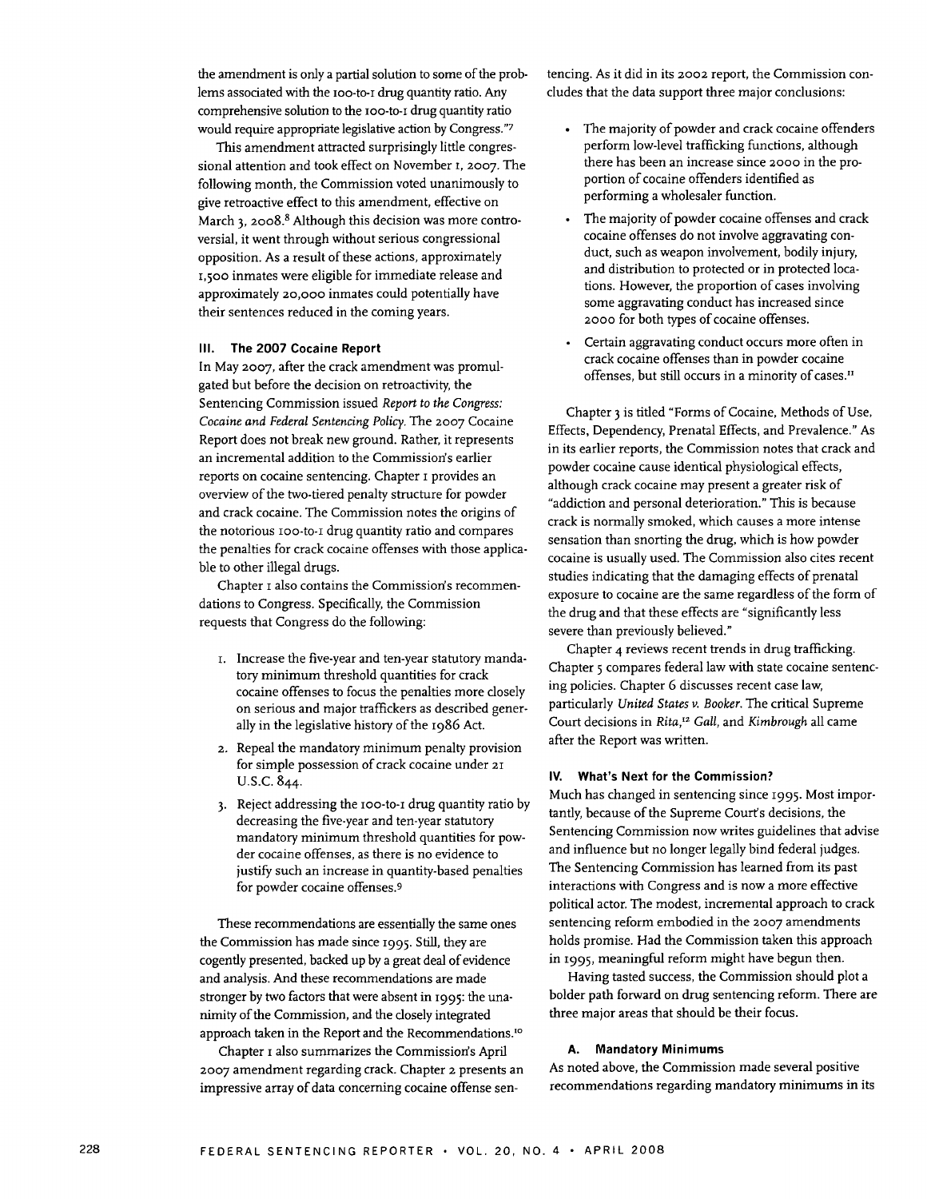the amendment is only a partial solution to some of the problems associated with the 100-to-1 drug quantity ratio. Any comprehensive solution to the 100-to-1 drug quantity ratio would require appropriate legislative action by Congress."[7]

This amendment attracted surprisingly little congressional attention and took effect on November 1, 2007. The following month, the Commission voted unanimously to give retroactive effect to this amendment, effective on March 3, 2008.[8] Although this decision was more controversial, it went through without serious congressional opposition. As a result of these actions, approximately 1,500 inmates were eligible for immediate release and approximately 20,000 inmates could potentially have their sentences reduced in the coming years.

## III. The 2007 Cocaine Report

In May 2007, after the crack amendment was promulgated but before the decision on retroactivity, the Sentencing Commission issued *Report to the Congress: Cocaine and Federal Sentencing Policy*. The 2007 Cocaine Report does not break new ground. Rather, it represents an incremental addition to the Commission's earlier reports on cocaine sentencing. Chapter 1 provides an overview of the two-tiered penalty structure for powder and crack cocaine. The Commission notes the origins of the notorious 100-to-1 drug quantity ratio and compares the penalties for crack cocaine offenses with those applicable to other illegal drugs.

Chapter 1 also contains the Commission's recommendations to Congress. Specifically, the Commission requests that Congress do the following:

1. Increase the five-year and ten-year statutory mandatory minimum threshold quantities for crack cocaine offenses to focus the penalties more closely on serious and major traffickers as described generally in the legislative history of the 1986 Act.
2. Repeal the mandatory minimum penalty provision for simple possession of crack cocaine under 21 U.S.C. 844.
3. Reject addressing the 100-to-1 drug quantity ratio by decreasing the five-year and ten-year statutory mandatory minimum threshold quantities for powder cocaine offenses, as there is no evidence to justify such an increase in quantity-based penalties for powder cocaine offenses.[9]

These recommendations are essentially the same ones the Commission has made since 1995. Still, they are cogently presented, backed up by a great deal of evidence and analysis. And these recommendations are made stronger by two factors that were absent in 1995: the unanimity of the Commission, and the closely integrated approach taken in the Report and the Recommendations.[10]

Chapter 1 also summarizes the Commission's April 2007 amendment regarding crack. Chapter 2 presents an impressive array of data concerning cocaine offense sentencing. As it did in its 2002 report, the Commission concludes that the data support three major conclusions:

- The majority of powder and crack cocaine offenders perform low-level trafficking functions, although there has been an increase since 2000 in the proportion of cocaine offenders identified as performing a wholesaler function.
- The majority of powder cocaine offenses and crack cocaine offenses do not involve aggravating conduct, such as weapon involvement, bodily injury, and distribution to protected or in protected locations. However, the proportion of cases involving some aggravating conduct has increased since 2000 for both types of cocaine offenses.
- Certain aggravating conduct occurs more often in crack cocaine offenses than in powder cocaine offenses, but still occurs in a minority of cases.[11]

Chapter 3 is titled "Forms of Cocaine, Methods of Use, Effects, Dependency, Prenatal Effects, and Prevalence." As in its earlier reports, the Commission notes that crack and powder cocaine cause identical physiological effects, although crack cocaine may present a greater risk of "addiction and personal deterioration." This is because crack is normally smoked, which causes a more intense sensation than snorting the drug, which is how powder cocaine is usually used. The Commission also cites recent studies indicating that the damaging effects of prenatal exposure to cocaine are the same regardless of the form of the drug and that these effects are "significantly less severe than previously believed."

Chapter 4 reviews recent trends in drug trafficking. Chapter 5 compares federal law with state cocaine sentencing policies. Chapter 6 discusses recent case law, particularly *United States v. Booker*. The critical Supreme Court decisions in *Rita*,[12] *Gall*, and *Kimbrough* all came after the Report was written.

## IV. What's Next for the Commission?

Much has changed in sentencing since 1995. Most importantly, because of the Supreme Court's decisions, the Sentencing Commission now writes guidelines that advise and influence but no longer legally bind federal judges. The Sentencing Commission has learned from its past interactions with Congress and is now a more effective political actor. The modest, incremental approach to crack sentencing reform embodied in the 2007 amendments holds promise. Had the Commission taken this approach in 1995, meaningful reform might have begun then.

Having tasted success, the Commission should plot a bolder path forward on drug sentencing reform. There are three major areas that should be their focus.

### A. Mandatory Minimums

As noted above, the Commission made several positive recommendations regarding mandatory minimums in its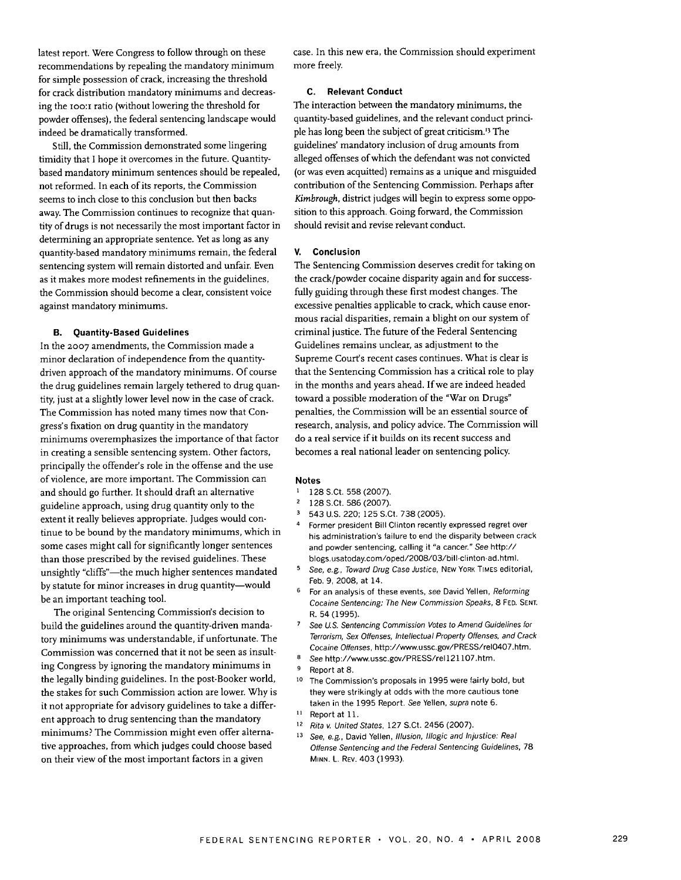latest report. Were Congress to follow through on these recommendations by repealing the mandatory minimum for simple possession of crack, increasing the threshold for crack distribution mandatory minimums and decreasing the 100:1 ratio (without lowering the threshold for powder offenses), the federal sentencing landscape would indeed be dramatically transformed.

Still, the Commission demonstrated some lingering timidity that I hope it overcomes in the future. Quantity-based mandatory minimum sentences should be repealed, not reformed. In each of its reports, the Commission seems to inch close to this conclusion but then backs away. The Commission continues to recognize that quantity of drugs is not necessarily the most important factor in determining an appropriate sentence. Yet as long as any quantity-based mandatory minimums remain, the federal sentencing system will remain distorted and unfair. Even as it makes more modest refinements in the guidelines, the Commission should become a clear, consistent voice against mandatory minimums.

### B. Quantity-Based Guidelines

In the 2007 amendments, the Commission made a minor declaration of independence from the quantity-driven approach of the mandatory minimums. Of course the drug guidelines remain largely tethered to drug quantity, just at a slightly lower level now in the case of crack. The Commission has noted many times now that Congress's fixation on drug quantity in the mandatory minimums overemphasizes the importance of that factor in creating a sensible sentencing system. Other factors, principally the offender's role in the offense and the use of violence, are more important. The Commission can and should go further. It should draft an alternative guideline approach, using drug quantity only to the extent it really believes appropriate. Judges would continue to be bound by the mandatory minimums, which in some cases might call for significantly longer sentences than those prescribed by the revised guidelines. These unsightly "cliffs"—the much higher sentences mandated by statute for minor increases in drug quantity—would be an important teaching tool.

The original Sentencing Commission's decision to build the guidelines around the quantity-driven mandatory minimums was understandable, if unfortunate. The Commission was concerned that it not be seen as insulting Congress by ignoring the mandatory minimums in the legally binding guidelines. In the post-Booker world, the stakes for such Commission action are lower. Why is it not appropriate for advisory guidelines to take a different approach to drug sentencing than the mandatory minimums? The Commission might even offer alternative approaches, from which judges could choose based on their view of the most important factors in a given case. In this new era, the Commission should experiment more freely.

### C. Relevant Conduct

The interaction between the mandatory minimums, the quantity-based guidelines, and the relevant conduct principle has long been the subject of great criticism.[13] The guidelines' mandatory inclusion of drug amounts from alleged offenses of which the defendant was not convicted (or was even acquitted) remains as a unique and misguided contribution of the Sentencing Commission. Perhaps after *Kimbrough*, district judges will begin to express some opposition to this approach. Going forward, the Commission should revisit and revise relevant conduct.

## V. Conclusion

The Sentencing Commission deserves credit for taking on the crack/powder cocaine disparity again and for successfully guiding through these first modest changes. The excessive penalties applicable to crack, which cause enormous racial disparities, remain a blight on our system of criminal justice. The future of the Federal Sentencing Guidelines remains unclear, as adjustment to the Supreme Court's recent cases continues. What is clear is that the Sentencing Commission has a critical role to play in the months and years ahead. If we are indeed headed toward a possible moderation of the "War on Drugs" penalties, the Commission will be an essential source of research, analysis, and policy advice. The Commission will do a real service if it builds on its recent success and becomes a real national leader on sentencing policy.

### Notes

1. 128 S.Ct. 558 (2007).
2. 128 S.Ct. 586 (2007).
3. 543 U.S. 220; 125 S.Ct. 738 (2005).
4. Former president Bill Clinton recently expressed regret over his administration's failure to end the disparity between crack and powder sentencing, calling it "a cancer." *See* http://blogs.usatoday.com/oped/2008/03/bill-clinton-ad.html.
5. *See, e.g., Toward Drug Case Justice*, NEW YORK TIMES editorial, Feb. 9, 2008, at 14.
6. For an analysis of these events, *see* David Yellen, *Reforming Cocaine Sentencing: The New Commission Speaks*, 8 FED. SENT. R. 54 (1995).
7. *See U.S. Sentencing Commission Votes to Amend Guidelines for Terrorism, Sex Offenses, Intellectual Property Offenses, and Crack Cocaine Offenses*, http://www.ussc.gov/PRESS/rel0407.htm.
8. *See* http://www.ussc.gov/PRESS/rel121107.htm.
9. Report at 8.
10. The Commission's proposals in 1995 were fairly bold, but they were strikingly at odds with the more cautious tone taken in the 1995 Report. *See* Yellen, *supra* note 6.
11. Report at 11.
12. *Rita v. United States*, 127 S.Ct. 2456 (2007).
13. *See, e.g.*, David Yellen, *Illusion, Illogic and Injustice: Real Offense Sentencing and the Federal Sentencing Guidelines*, 78 MINN. L. REV. 403 (1993).